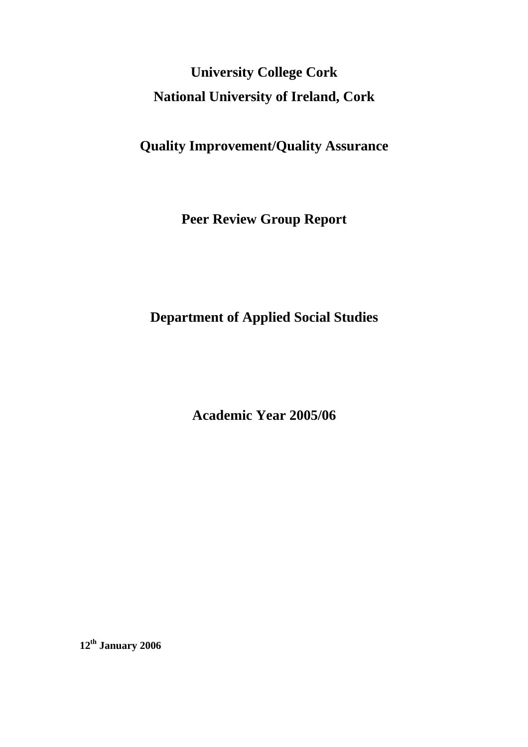# University College Cork

# National University of Ireland, Cork

## Quality Improvement/Quality Assurance

## Peer Review Group Report

## Department of Applied Social Studies

## Academic Year 2005/06

**12th January 2006**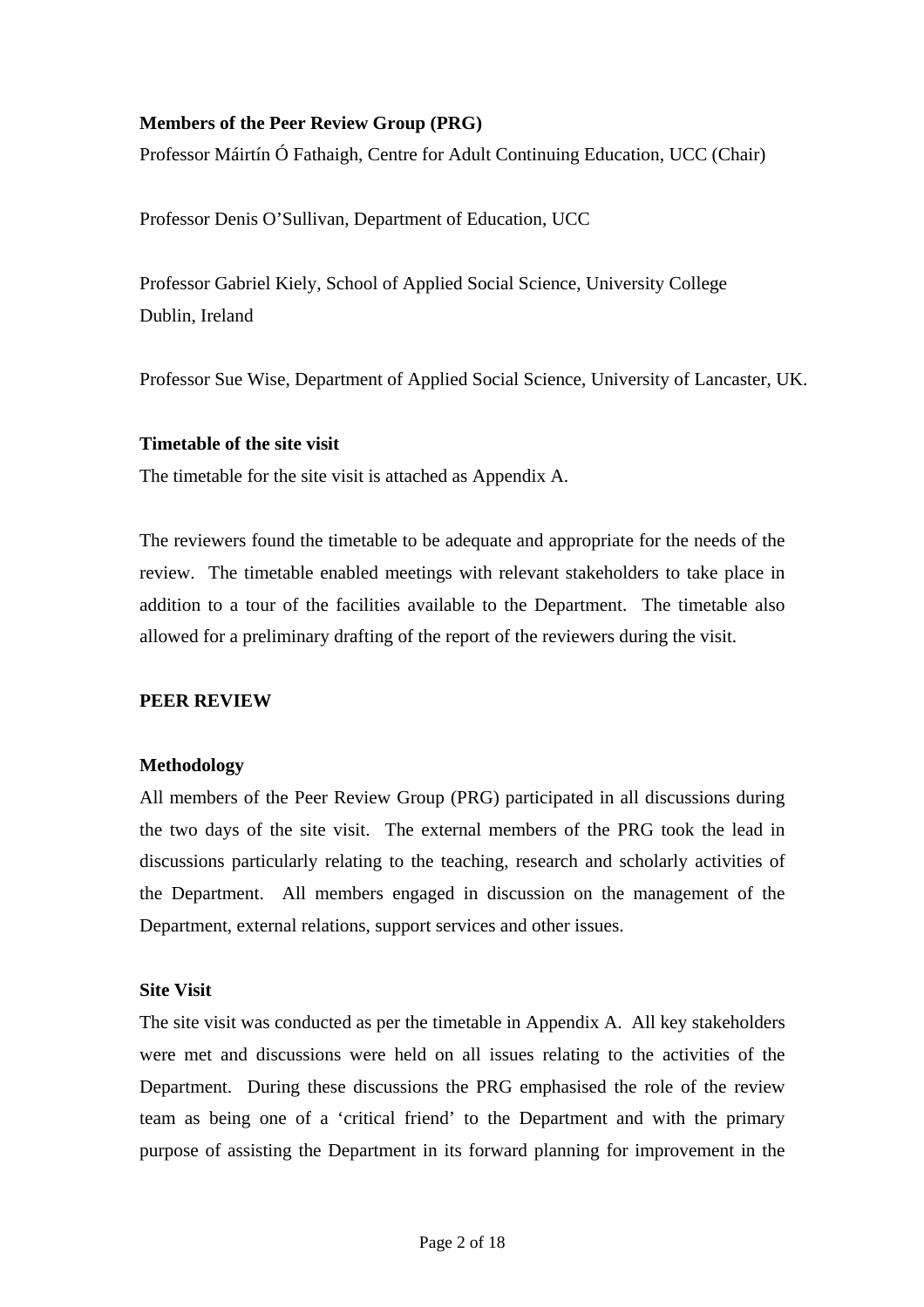**Members of the Peer Review Group (PRG)**

Professor Máirtín Ó Fathaigh, Centre for Adult Continuing Education, UCC (Chair)

Professor Denis O'Sullivan, Department of Education, UCC

Professor Gabriel Kiely, School of Applied Social Science, University College Dublin, Ireland

Professor Sue Wise, Department of Applied Social Science, University of Lancaster, UK.

**Timetable of the site visit**

The timetable for the site visit is attached as Appendix A.

The reviewers found the timetable to be adequate and appropriate for the needs of the review. The timetable enabled meetings with relevant stakeholders to take place in addition to a tour of the facilities available to the Department. The timetable also allowed for a preliminary drafting of the report of the reviewers during the visit.

## PEER REVIEW

**Methodology**

All members of the Peer Review Group (PRG) participated in all discussions during the two days of the site visit. The external members of the PRG took the lead in discussions particularly relating to the teaching, research and scholarly activities of the Department. All members engaged in discussion on the management of the Department, external relations, support services and other issues.

**Site Visit**

The site visit was conducted as per the timetable in Appendix A. All key stakeholders were met and discussions were held on all issues relating to the activities of the Department. During these discussions the PRG emphasised the role of the review team as being one of a 'critical friend' to the Department and with the primary purpose of assisting the Department in its forward planning for improvement in the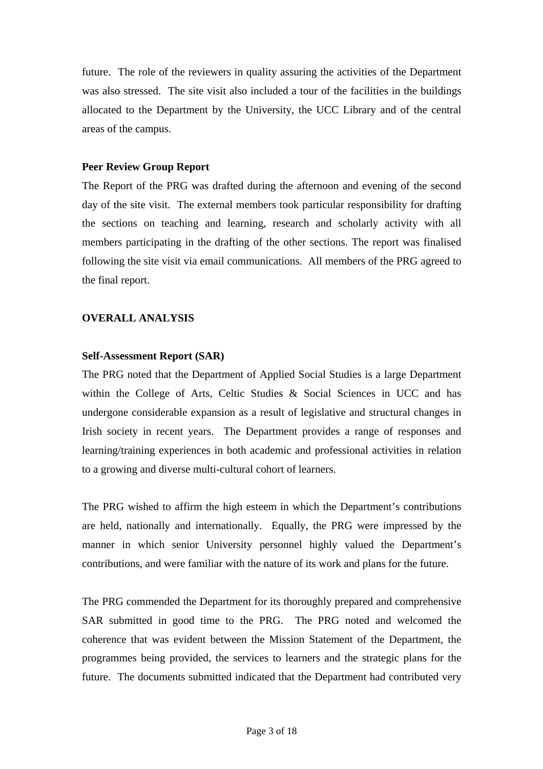future. The role of the reviewers in quality assuring the activities of the Department was also stressed. The site visit also included a tour of the facilities in the buildings allocated to the Department by the University, the UCC Library and of the central areas of the campus.

**Peer Review Group Report**

The Report of the PRG was drafted during the afternoon and evening of the second day of the site visit. The external members took particular responsibility for drafting the sections on teaching and learning, research and scholarly activity with all members participating in the drafting of the other sections. The report was finalised following the site visit via email communications. All members of the PRG agreed to the final report.

## OVERALL ANALYSIS

**Self-Assessment Report (SAR)**

The PRG noted that the Department of Applied Social Studies is a large Department within the College of Arts, Celtic Studies & Social Sciences in UCC and has undergone considerable expansion as a result of legislative and structural changes in Irish society in recent years. The Department provides a range of responses and learning/training experiences in both academic and professional activities in relation to a growing and diverse multi-cultural cohort of learners.

The PRG wished to affirm the high esteem in which the Department's contributions are held, nationally and internationally. Equally, the PRG were impressed by the manner in which senior University personnel highly valued the Department's contributions, and were familiar with the nature of its work and plans for the future.

The PRG commended the Department for its thoroughly prepared and comprehensive SAR submitted in good time to the PRG. The PRG noted and welcomed the coherence that was evident between the Mission Statement of the Department, the programmes being provided, the services to learners and the strategic plans for the future. The documents submitted indicated that the Department had contributed very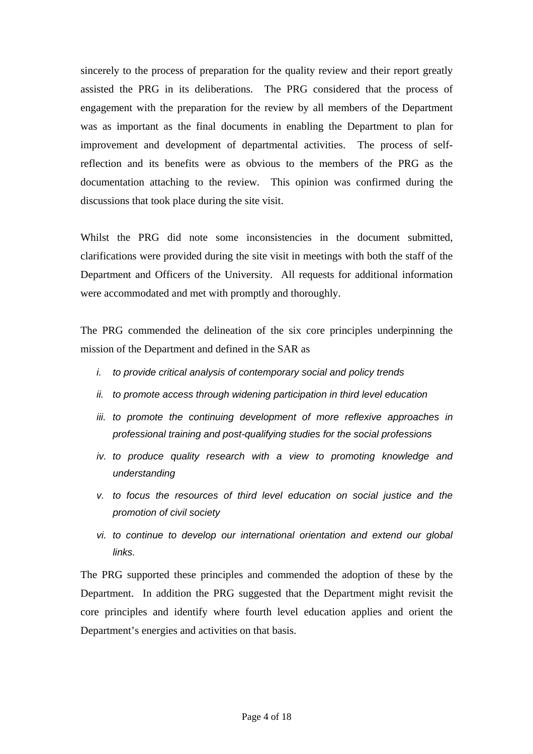sincerely to the process of preparation for the quality review and their report greatly assisted the PRG in its deliberations. The PRG considered that the process of engagement with the preparation for the review by all members of the Department was as important as the final documents in enabling the Department to plan for improvement and development of departmental activities. The process of self-reflection and its benefits were as obvious to the members of the PRG as the documentation attaching to the review. This opinion was confirmed during the discussions that took place during the site visit.

Whilst the PRG did note some inconsistencies in the document submitted, clarifications were provided during the site visit in meetings with both the staff of the Department and Officers of the University. All requests for additional information were accommodated and met with promptly and thoroughly.

The PRG commended the delineation of the six core principles underpinning the mission of the Department and defined in the SAR as

- *i. to provide critical analysis of contemporary social and policy trends*
- *ii. to promote access through widening participation in third level education*
- *iii. to promote the continuing development of more reflexive approaches in professional training and post-qualifying studies for the social professions*
- *iv. to produce quality research with a view to promoting knowledge and understanding*
- *v. to focus the resources of third level education on social justice and the promotion of civil society*
- *vi. to continue to develop our international orientation and extend our global links.*

The PRG supported these principles and commended the adoption of these by the Department. In addition the PRG suggested that the Department might revisit the core principles and identify where fourth level education applies and orient the Department's energies and activities on that basis.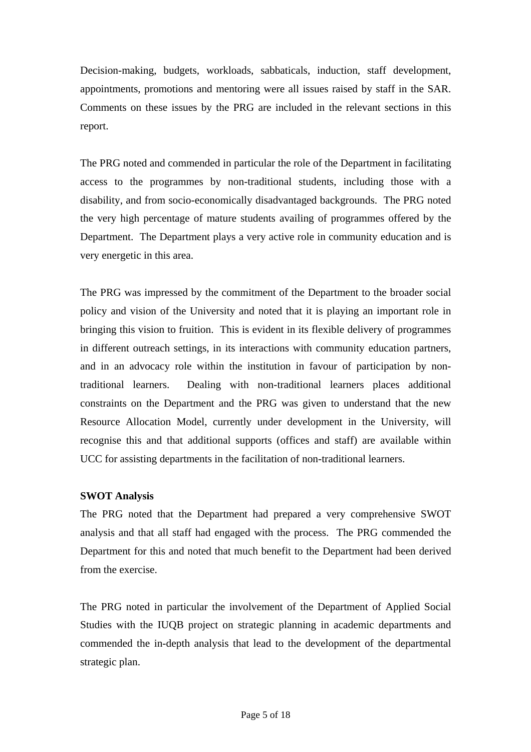Decision-making, budgets, workloads, sabbaticals, induction, staff development, appointments, promotions and mentoring were all issues raised by staff in the SAR. Comments on these issues by the PRG are included in the relevant sections in this report.

The PRG noted and commended in particular the role of the Department in facilitating access to the programmes by non-traditional students, including those with a disability, and from socio-economically disadvantaged backgrounds. The PRG noted the very high percentage of mature students availing of programmes offered by the Department. The Department plays a very active role in community education and is very energetic in this area.

The PRG was impressed by the commitment of the Department to the broader social policy and vision of the University and noted that it is playing an important role in bringing this vision to fruition. This is evident in its flexible delivery of programmes in different outreach settings, in its interactions with community education partners, and in an advocacy role within the institution in favour of participation by non-traditional learners. Dealing with non-traditional learners places additional constraints on the Department and the PRG was given to understand that the new Resource Allocation Model, currently under development in the University, will recognise this and that additional supports (offices and staff) are available within UCC for assisting departments in the facilitation of non-traditional learners.

**SWOT Analysis**

The PRG noted that the Department had prepared a very comprehensive SWOT analysis and that all staff had engaged with the process. The PRG commended the Department for this and noted that much benefit to the Department had been derived from the exercise.

The PRG noted in particular the involvement of the Department of Applied Social Studies with the IUQB project on strategic planning in academic departments and commended the in-depth analysis that lead to the development of the departmental strategic plan.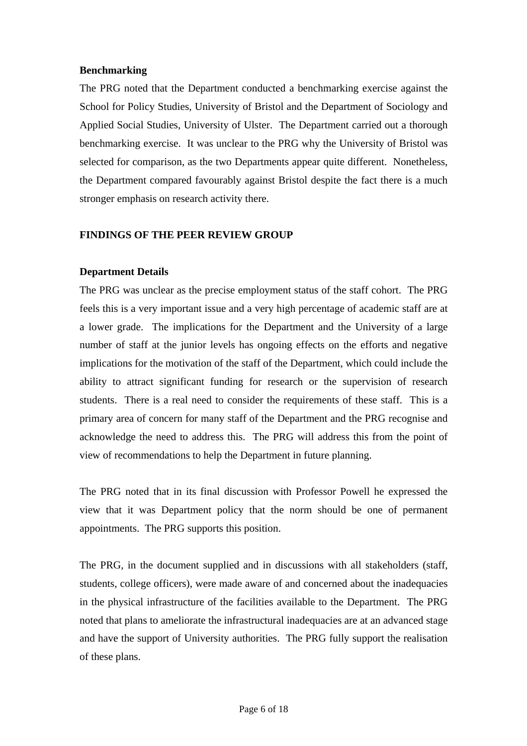**Benchmarking**

The PRG noted that the Department conducted a benchmarking exercise against the School for Policy Studies, University of Bristol and the Department of Sociology and Applied Social Studies, University of Ulster. The Department carried out a thorough benchmarking exercise. It was unclear to the PRG why the University of Bristol was selected for comparison, as the two Departments appear quite different. Nonetheless, the Department compared favourably against Bristol despite the fact there is a much stronger emphasis on research activity there.

## FINDINGS OF THE PEER REVIEW GROUP

**Department Details**

The PRG was unclear as the precise employment status of the staff cohort. The PRG feels this is a very important issue and a very high percentage of academic staff are at a lower grade. The implications for the Department and the University of a large number of staff at the junior levels has ongoing effects on the efforts and negative implications for the motivation of the staff of the Department, which could include the ability to attract significant funding for research or the supervision of research students. There is a real need to consider the requirements of these staff. This is a primary area of concern for many staff of the Department and the PRG recognise and acknowledge the need to address this. The PRG will address this from the point of view of recommendations to help the Department in future planning.

The PRG noted that in its final discussion with Professor Powell he expressed the view that it was Department policy that the norm should be one of permanent appointments. The PRG supports this position.

The PRG, in the document supplied and in discussions with all stakeholders (staff, students, college officers), were made aware of and concerned about the inadequacies in the physical infrastructure of the facilities available to the Department. The PRG noted that plans to ameliorate the infrastructural inadequacies are at an advanced stage and have the support of University authorities. The PRG fully support the realisation of these plans.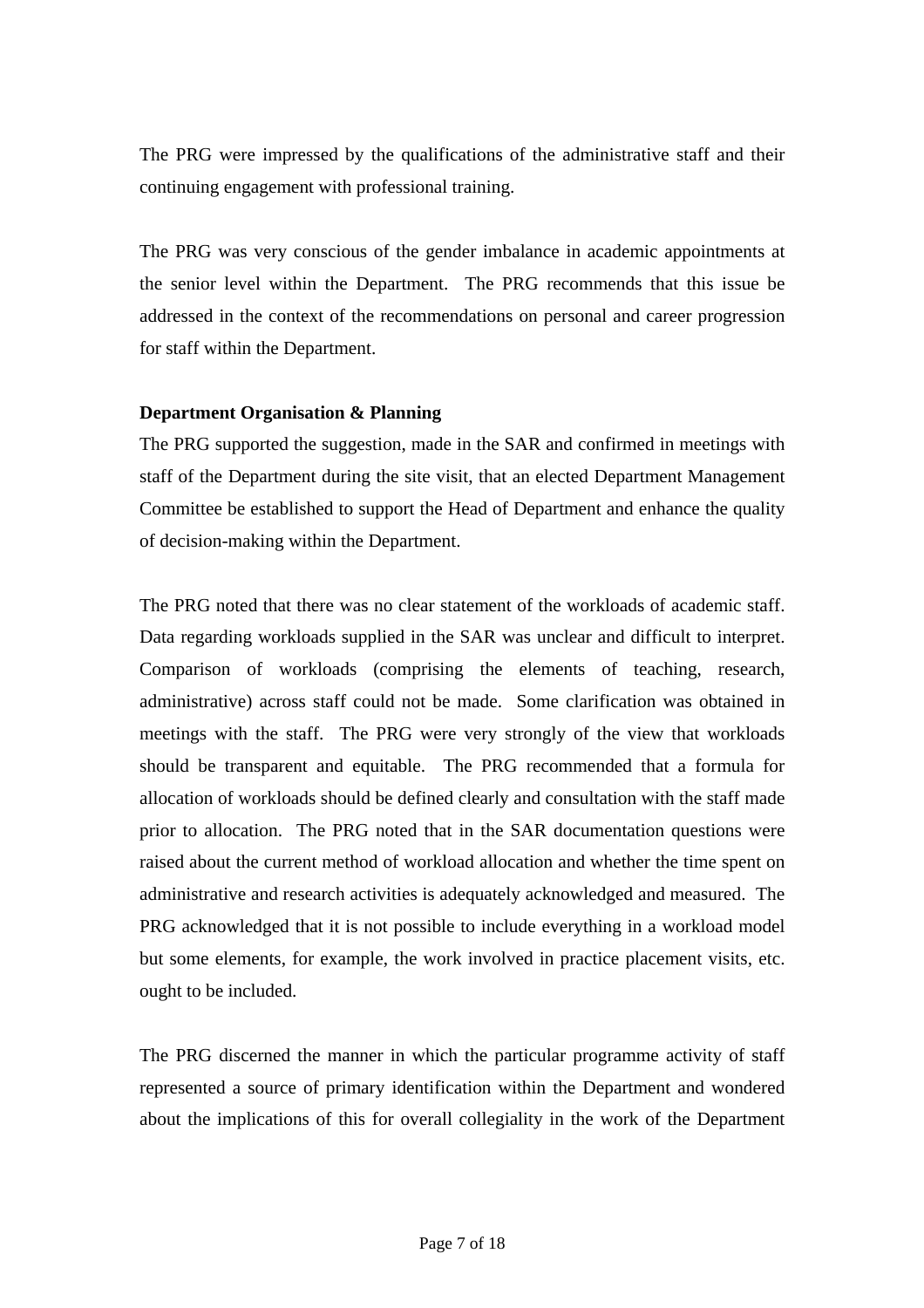The PRG were impressed by the qualifications of the administrative staff and their continuing engagement with professional training.

The PRG was very conscious of the gender imbalance in academic appointments at the senior level within the Department. The PRG recommends that this issue be addressed in the context of the recommendations on personal and career progression for staff within the Department.

**Department Organisation & Planning**

The PRG supported the suggestion, made in the SAR and confirmed in meetings with staff of the Department during the site visit, that an elected Department Management Committee be established to support the Head of Department and enhance the quality of decision-making within the Department.

The PRG noted that there was no clear statement of the workloads of academic staff. Data regarding workloads supplied in the SAR was unclear and difficult to interpret. Comparison of workloads (comprising the elements of teaching, research, administrative) across staff could not be made. Some clarification was obtained in meetings with the staff. The PRG were very strongly of the view that workloads should be transparent and equitable. The PRG recommended that a formula for allocation of workloads should be defined clearly and consultation with the staff made prior to allocation. The PRG noted that in the SAR documentation questions were raised about the current method of workload allocation and whether the time spent on administrative and research activities is adequately acknowledged and measured. The PRG acknowledged that it is not possible to include everything in a workload model but some elements, for example, the work involved in practice placement visits, etc. ought to be included.

The PRG discerned the manner in which the particular programme activity of staff represented a source of primary identification within the Department and wondered about the implications of this for overall collegiality in the work of the Department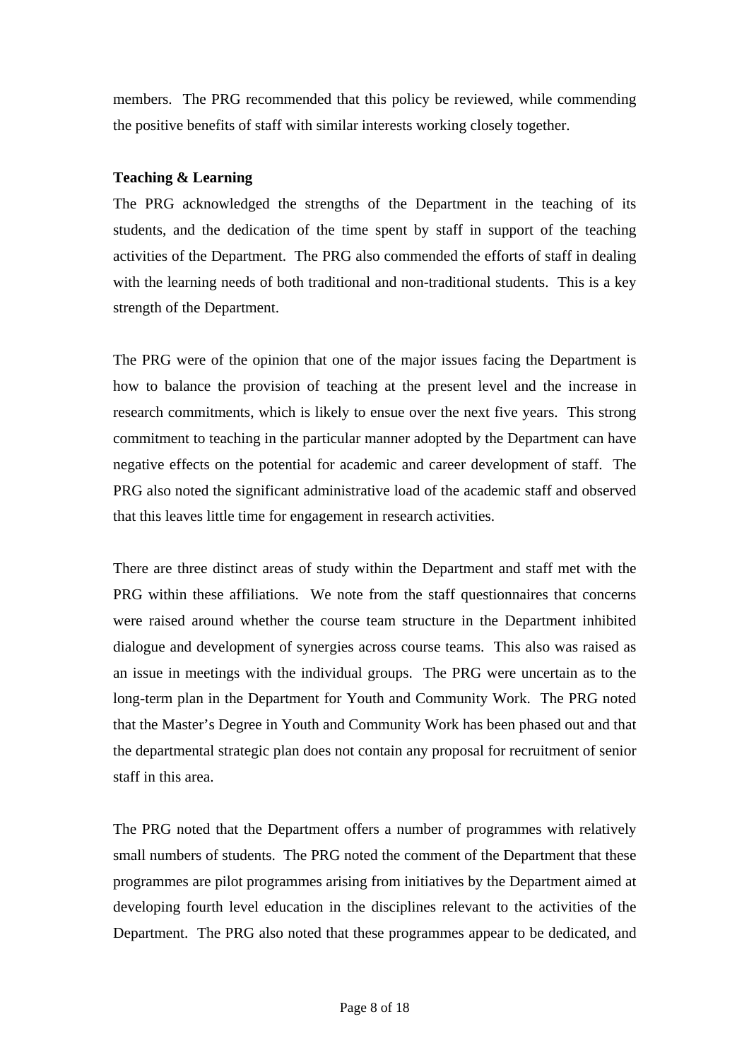members. The PRG recommended that this policy be reviewed, while commending the positive benefits of staff with similar interests working closely together.

**Teaching & Learning**

The PRG acknowledged the strengths of the Department in the teaching of its students, and the dedication of the time spent by staff in support of the teaching activities of the Department. The PRG also commended the efforts of staff in dealing with the learning needs of both traditional and non-traditional students. This is a key strength of the Department.

The PRG were of the opinion that one of the major issues facing the Department is how to balance the provision of teaching at the present level and the increase in research commitments, which is likely to ensue over the next five years. This strong commitment to teaching in the particular manner adopted by the Department can have negative effects on the potential for academic and career development of staff. The PRG also noted the significant administrative load of the academic staff and observed that this leaves little time for engagement in research activities.

There are three distinct areas of study within the Department and staff met with the PRG within these affiliations. We note from the staff questionnaires that concerns were raised around whether the course team structure in the Department inhibited dialogue and development of synergies across course teams. This also was raised as an issue in meetings with the individual groups. The PRG were uncertain as to the long-term plan in the Department for Youth and Community Work. The PRG noted that the Master's Degree in Youth and Community Work has been phased out and that the departmental strategic plan does not contain any proposal for recruitment of senior staff in this area.

The PRG noted that the Department offers a number of programmes with relatively small numbers of students. The PRG noted the comment of the Department that these programmes are pilot programmes arising from initiatives by the Department aimed at developing fourth level education in the disciplines relevant to the activities of the Department. The PRG also noted that these programmes appear to be dedicated, and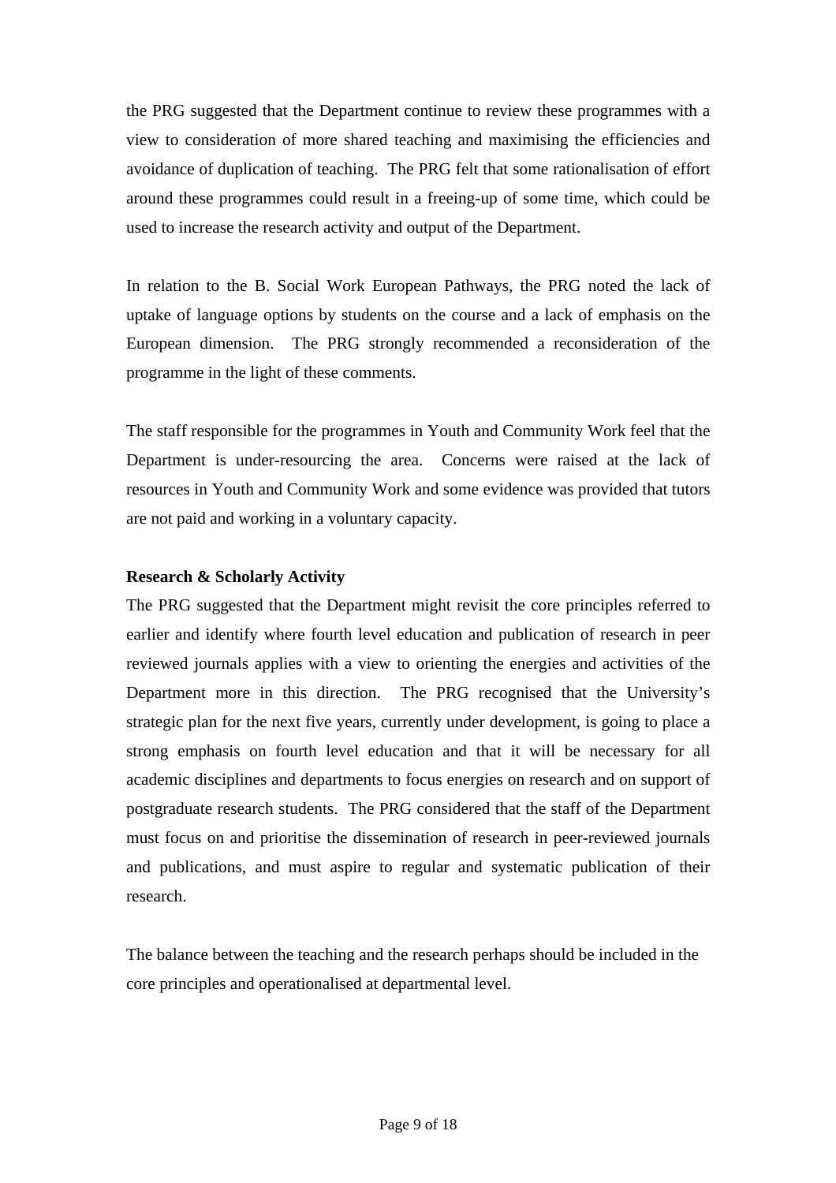the PRG suggested that the Department continue to review these programmes with a view to consideration of more shared teaching and maximising the efficiencies and avoidance of duplication of teaching.  The PRG felt that some rationalisation of effort around these programmes could result in a freeing-up of some time, which could be used to increase the research activity and output of the Department.

In relation to the B. Social Work European Pathways, the PRG noted the lack of uptake of language options by students on the course and a lack of emphasis on the European dimension.  The PRG strongly recommended a reconsideration of the programme in the light of these comments.

The staff responsible for the programmes in Youth and Community Work feel that the Department is under-resourcing the area.  Concerns were raised at the lack of resources in Youth and Community Work and some evidence was provided that tutors are not paid and working in a voluntary capacity.

**Research & Scholarly Activity**

The PRG suggested that the Department might revisit the core principles referred to earlier and identify where fourth level education and publication of research in peer reviewed journals applies with a view to orienting the energies and activities of the Department more in this direction.  The PRG recognised that the University's strategic plan for the next five years, currently under development, is going to place a strong emphasis on fourth level education and that it will be necessary for all academic disciplines and departments to focus energies on research and on support of postgraduate research students.  The PRG considered that the staff of the Department must focus on and prioritise the dissemination of research in peer-reviewed journals and publications, and must aspire to regular and systematic publication of their research.

The balance between the teaching and the research perhaps should be included in the core principles and operationalised at departmental level.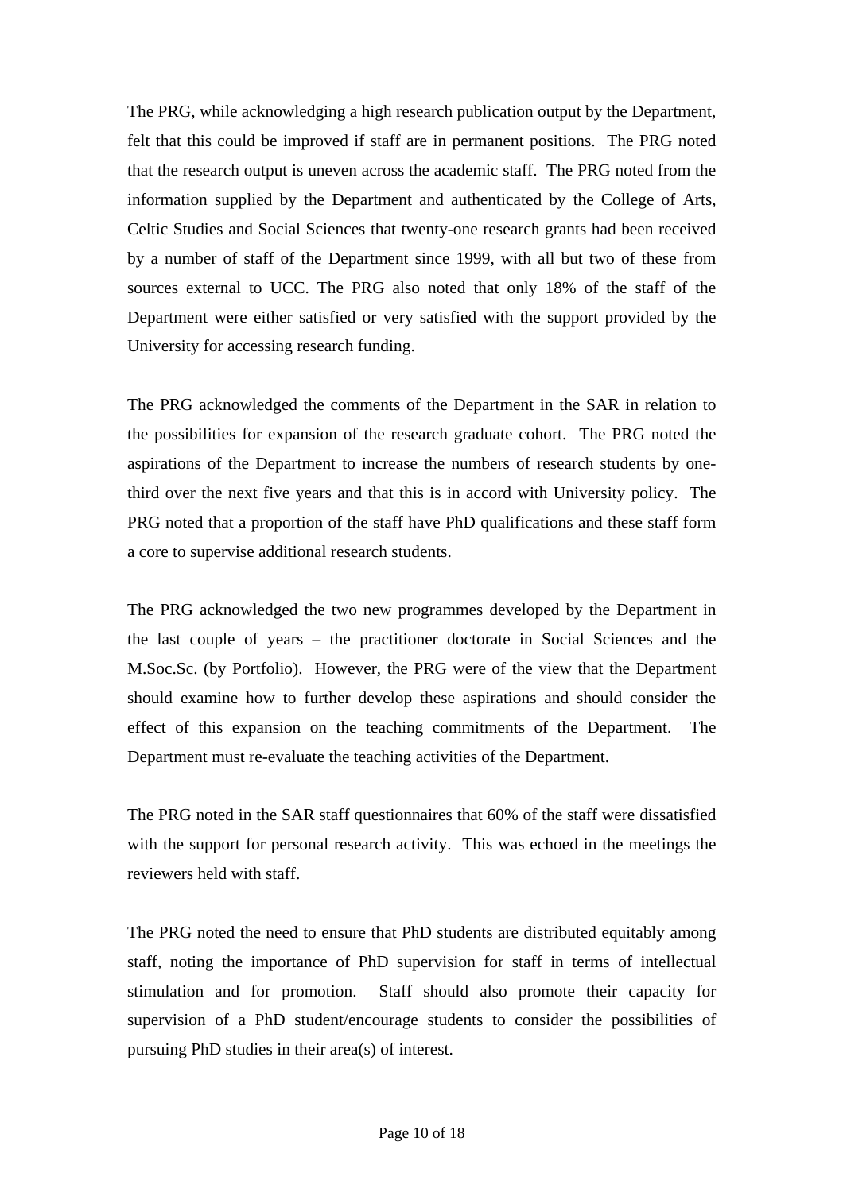The PRG, while acknowledging a high research publication output by the Department, felt that this could be improved if staff are in permanent positions. The PRG noted that the research output is uneven across the academic staff. The PRG noted from the information supplied by the Department and authenticated by the College of Arts, Celtic Studies and Social Sciences that twenty-one research grants had been received by a number of staff of the Department since 1999, with all but two of these from sources external to UCC. The PRG also noted that only 18% of the staff of the Department were either satisfied or very satisfied with the support provided by the University for accessing research funding.

The PRG acknowledged the comments of the Department in the SAR in relation to the possibilities for expansion of the research graduate cohort. The PRG noted the aspirations of the Department to increase the numbers of research students by one-third over the next five years and that this is in accord with University policy. The PRG noted that a proportion of the staff have PhD qualifications and these staff form a core to supervise additional research students.

The PRG acknowledged the two new programmes developed by the Department in the last couple of years – the practitioner doctorate in Social Sciences and the M.Soc.Sc. (by Portfolio). However, the PRG were of the view that the Department should examine how to further develop these aspirations and should consider the effect of this expansion on the teaching commitments of the Department. The Department must re-evaluate the teaching activities of the Department.

The PRG noted in the SAR staff questionnaires that 60% of the staff were dissatisfied with the support for personal research activity. This was echoed in the meetings the reviewers held with staff.

The PRG noted the need to ensure that PhD students are distributed equitably among staff, noting the importance of PhD supervision for staff in terms of intellectual stimulation and for promotion. Staff should also promote their capacity for supervision of a PhD student/encourage students to consider the possibilities of pursuing PhD studies in their area(s) of interest.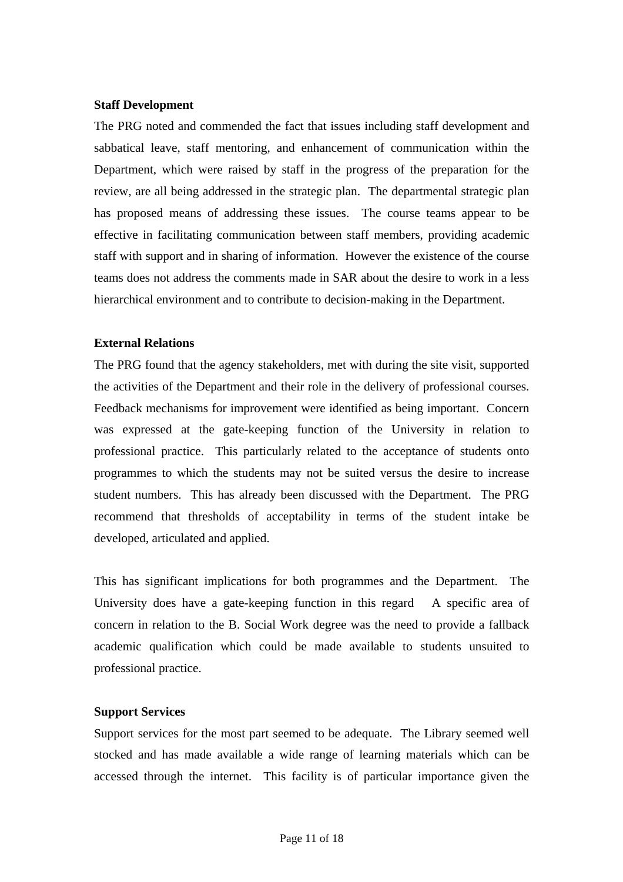**Staff Development**

The PRG noted and commended the fact that issues including staff development and sabbatical leave, staff mentoring, and enhancement of communication within the Department, which were raised by staff in the progress of the preparation for the review, are all being addressed in the strategic plan. The departmental strategic plan has proposed means of addressing these issues. The course teams appear to be effective in facilitating communication between staff members, providing academic staff with support and in sharing of information. However the existence of the course teams does not address the comments made in SAR about the desire to work in a less hierarchical environment and to contribute to decision-making in the Department.

**External Relations**

The PRG found that the agency stakeholders, met with during the site visit, supported the activities of the Department and their role in the delivery of professional courses. Feedback mechanisms for improvement were identified as being important. Concern was expressed at the gate-keeping function of the University in relation to professional practice. This particularly related to the acceptance of students onto programmes to which the students may not be suited versus the desire to increase student numbers. This has already been discussed with the Department. The PRG recommend that thresholds of acceptability in terms of the student intake be developed, articulated and applied.

This has significant implications for both programmes and the Department. The University does have a gate-keeping function in this regard A specific area of concern in relation to the B. Social Work degree was the need to provide a fallback academic qualification which could be made available to students unsuited to professional practice.

**Support Services**

Support services for the most part seemed to be adequate. The Library seemed well stocked and has made available a wide range of learning materials which can be accessed through the internet. This facility is of particular importance given the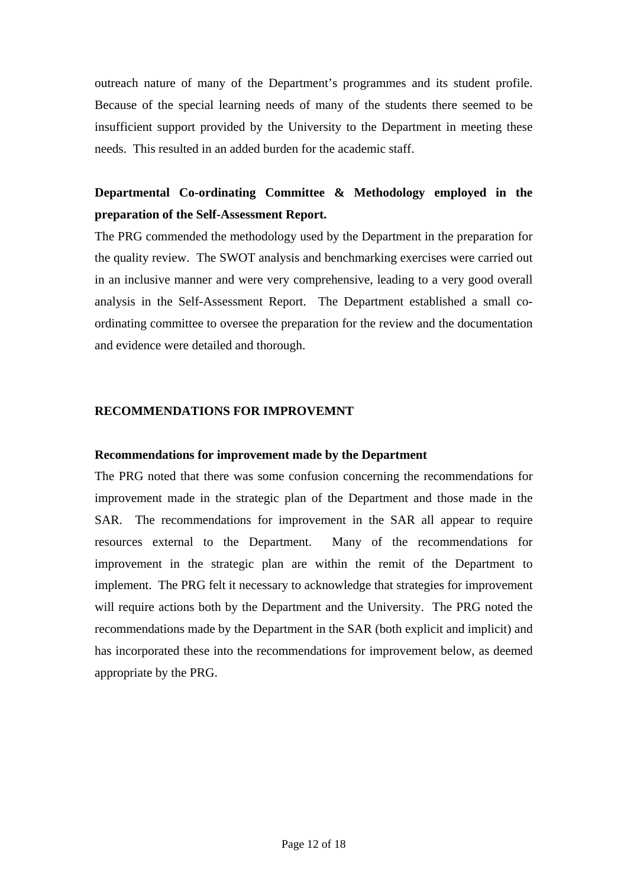outreach nature of many of the Department's programmes and its student profile. Because of the special learning needs of many of the students there seemed to be insufficient support provided by the University to the Department in meeting these needs. This resulted in an added burden for the academic staff.

**Departmental Co-ordinating Committee & Methodology employed in the preparation of the Self-Assessment Report.**

The PRG commended the methodology used by the Department in the preparation for the quality review. The SWOT analysis and benchmarking exercises were carried out in an inclusive manner and were very comprehensive, leading to a very good overall analysis in the Self-Assessment Report. The Department established a small co-ordinating committee to oversee the preparation for the review and the documentation and evidence were detailed and thorough.

## RECOMMENDATIONS FOR IMPROVEMNT

**Recommendations for improvement made by the Department**

The PRG noted that there was some confusion concerning the recommendations for improvement made in the strategic plan of the Department and those made in the SAR. The recommendations for improvement in the SAR all appear to require resources external to the Department. Many of the recommendations for improvement in the strategic plan are within the remit of the Department to implement. The PRG felt it necessary to acknowledge that strategies for improvement will require actions both by the Department and the University. The PRG noted the recommendations made by the Department in the SAR (both explicit and implicit) and has incorporated these into the recommendations for improvement below, as deemed appropriate by the PRG.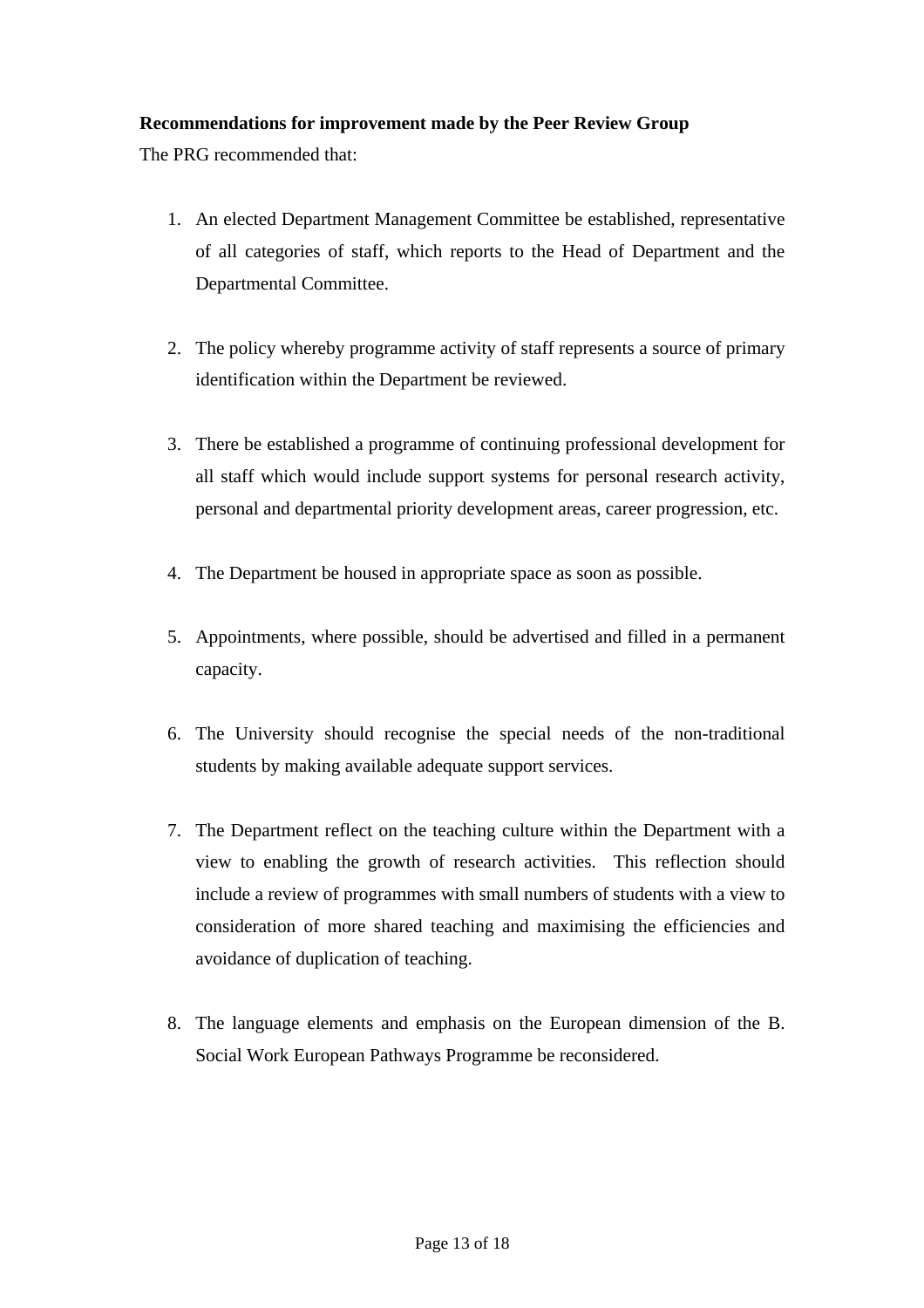**Recommendations for improvement made by the Peer Review Group**

The PRG recommended that:

1. An elected Department Management Committee be established, representative of all categories of staff, which reports to the Head of Department and the Departmental Committee.

2. The policy whereby programme activity of staff represents a source of primary identification within the Department be reviewed.

3. There be established a programme of continuing professional development for all staff which would include support systems for personal research activity, personal and departmental priority development areas, career progression, etc.

4. The Department be housed in appropriate space as soon as possible.

5. Appointments, where possible, should be advertised and filled in a permanent capacity.

6. The University should recognise the special needs of the non-traditional students by making available adequate support services.

7. The Department reflect on the teaching culture within the Department with a view to enabling the growth of research activities. This reflection should include a review of programmes with small numbers of students with a view to consideration of more shared teaching and maximising the efficiencies and avoidance of duplication of teaching.

8. The language elements and emphasis on the European dimension of the B. Social Work European Pathways Programme be reconsidered.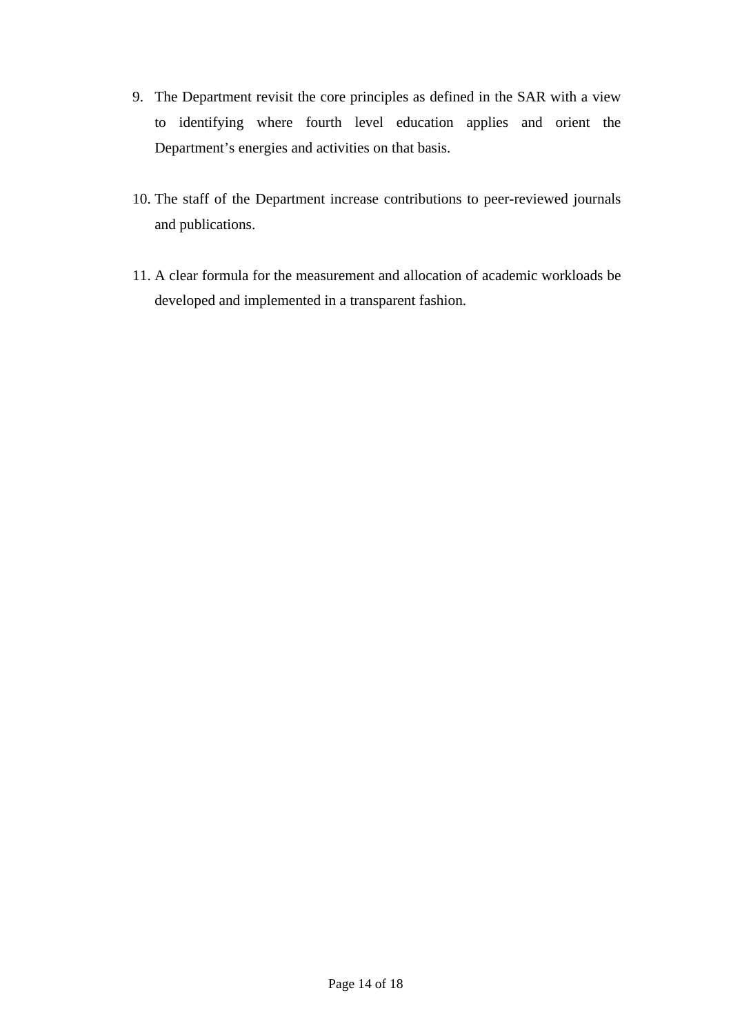9. The Department revisit the core principles as defined in the SAR with a view to identifying where fourth level education applies and orient the Department’s energies and activities on that basis.

10. The staff of the Department increase contributions to peer-reviewed journals and publications.

11. A clear formula for the measurement and allocation of academic workloads be developed and implemented in a transparent fashion.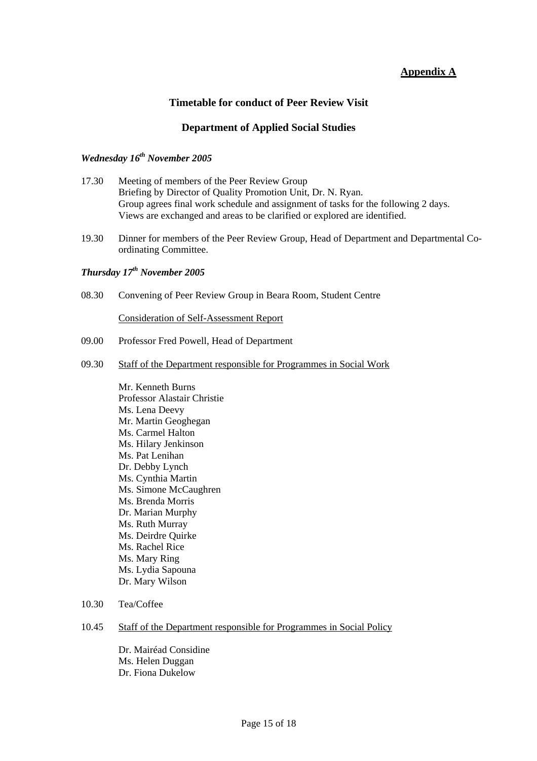**Appendix A**

## Timetable for conduct of Peer Review Visit

## Department of Applied Social Studies

### *Wednesday 16th November 2005*

17.30 Meeting of members of the Peer Review Group
Briefing by Director of Quality Promotion Unit, Dr. N. Ryan.
Group agrees final work schedule and assignment of tasks for the following 2 days.
Views are exchanged and areas to be clarified or explored are identified.

19.30 Dinner for members of the Peer Review Group, Head of Department and Departmental Co-ordinating Committee.

### *Thursday 17th November 2005*

08.30 Convening of Peer Review Group in Beara Room, Student Centre

Consideration of Self-Assessment Report

09.00 Professor Fred Powell, Head of Department

09.30 Staff of the Department responsible for Programmes in Social Work

Mr. Kenneth Burns
Professor Alastair Christie
Ms. Lena Deevy
Mr. Martin Geoghegan
Ms. Carmel Halton
Ms. Hilary Jenkinson
Ms. Pat Lenihan
Dr. Debby Lynch
Ms. Cynthia Martin
Ms. Simone McCaughren
Ms. Brenda Morris
Dr. Marian Murphy
Ms. Ruth Murray
Ms. Deirdre Quirke
Ms. Rachel Rice
Ms. Mary Ring
Ms. Lydia Sapouna
Dr. Mary Wilson

10.30 Tea/Coffee

10.45 Staff of the Department responsible for Programmes in Social Policy

Dr. Mairéad Considine
Ms. Helen Duggan
Dr. Fiona Dukelow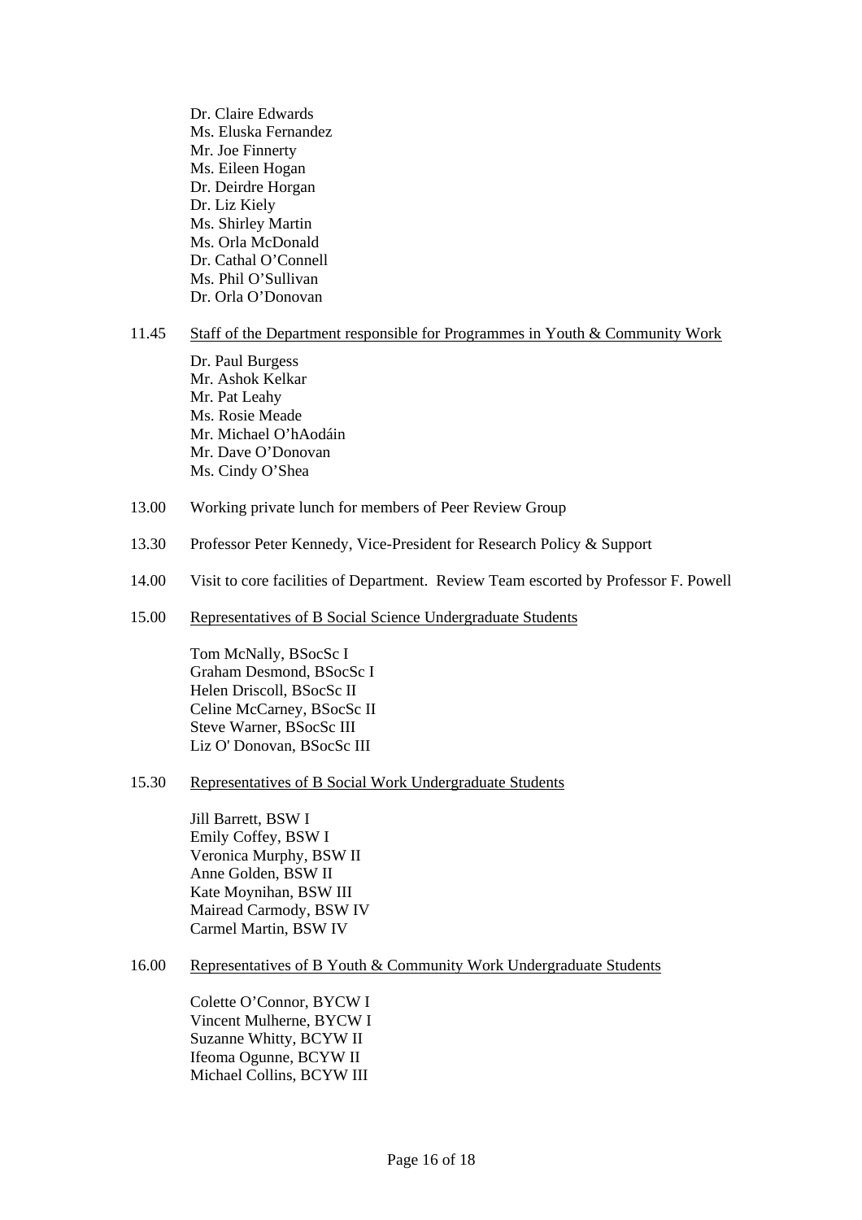Dr. Claire Edwards
Ms. Eluska Fernandez
Mr. Joe Finnerty
Ms. Eileen Hogan
Dr. Deirdre Horgan
Dr. Liz Kiely
Ms. Shirley Martin
Ms. Orla McDonald
Dr. Cathal O'Connell
Ms. Phil O'Sullivan
Dr. Orla O'Donovan

11.45 Staff of the Department responsible for Programmes in Youth & Community Work

Dr. Paul Burgess
Mr. Ashok Kelkar
Mr. Pat Leahy
Ms. Rosie Meade
Mr. Michael O'hAodáin
Mr. Dave O'Donovan
Ms. Cindy O'Shea

13.00 Working private lunch for members of Peer Review Group

13.30 Professor Peter Kennedy, Vice-President for Research Policy & Support

14.00 Visit to core facilities of Department. Review Team escorted by Professor F. Powell

15.00 Representatives of B Social Science Undergraduate Students

Tom McNally, BSocSc I
Graham Desmond, BSocSc I
Helen Driscoll, BSocSc II
Celine McCarney, BSocSc II
Steve Warner, BSocSc III
Liz O' Donovan, BSocSc III

15.30 Representatives of B Social Work Undergraduate Students

Jill Barrett, BSW I
Emily Coffey, BSW I
Veronica Murphy, BSW II
Anne Golden, BSW II
Kate Moynihan, BSW III
Mairead Carmody, BSW IV
Carmel Martin, BSW IV

16.00 Representatives of B Youth & Community Work Undergraduate Students

Colette O'Connor, BYCW I
Vincent Mulherne, BYCW I
Suzanne Whitty, BCYW II
Ifeoma Ogunne, BCYW II
Michael Collins, BCYW III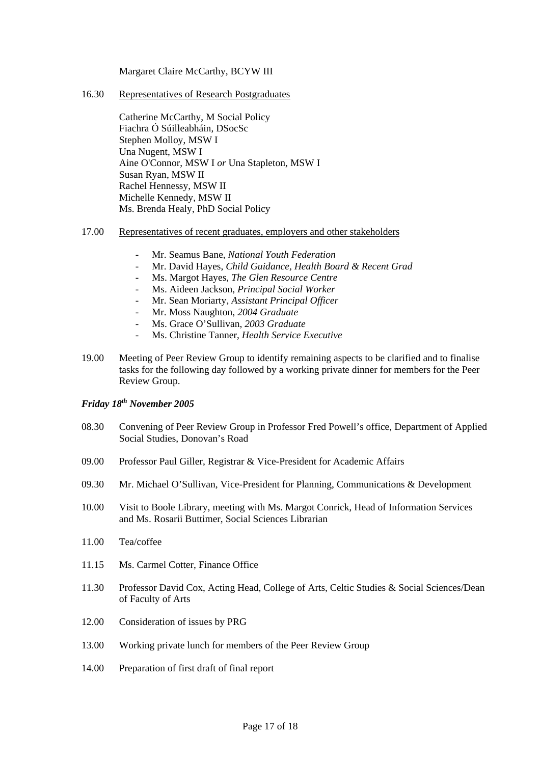Margaret Claire McCarthy, BCYW III

16.30 Representatives of Research Postgraduates

Catherine McCarthy, M Social Policy
Fiachra Ó Súilleabháin, DSocSc
Stephen Molloy, MSW I
Una Nugent, MSW I
Aine O'Connor, MSW I *or* Una Stapleton, MSW I
Susan Ryan, MSW II
Rachel Hennessy, MSW II
Michelle Kennedy, MSW II
Ms. Brenda Healy, PhD Social Policy

17.00 Representatives of recent graduates, employers and other stakeholders

- Mr. Seamus Bane, *National Youth Federation*
- Mr. David Hayes, *Child Guidance, Health Board & Recent Grad*
- Ms. Margot Hayes, *The Glen Resource Centre*
- Ms. Aideen Jackson, *Principal Social Worker*
- Mr. Sean Moriarty, *Assistant Principal Officer*
- Mr. Moss Naughton, *2004 Graduate*
- Ms. Grace O'Sullivan, *2003 Graduate*
- Ms. Christine Tanner, *Health Service Executive*

19.00 Meeting of Peer Review Group to identify remaining aspects to be clarified and to finalise tasks for the following day followed by a working private dinner for members for the Peer Review Group.

***Friday 18th November 2005***

08.30 Convening of Peer Review Group in Professor Fred Powell's office, Department of Applied Social Studies, Donovan's Road

09.00 Professor Paul Giller, Registrar & Vice-President for Academic Affairs

09.30 Mr. Michael O'Sullivan, Vice-President for Planning, Communications & Development

10.00 Visit to Boole Library, meeting with Ms. Margot Conrick, Head of Information Services and Ms. Rosarii Buttimer, Social Sciences Librarian

11.00 Tea/coffee

11.15 Ms. Carmel Cotter, Finance Office

11.30 Professor David Cox, Acting Head, College of Arts, Celtic Studies & Social Sciences/Dean of Faculty of Arts

12.00 Consideration of issues by PRG

13.00 Working private lunch for members of the Peer Review Group

14.00 Preparation of first draft of final report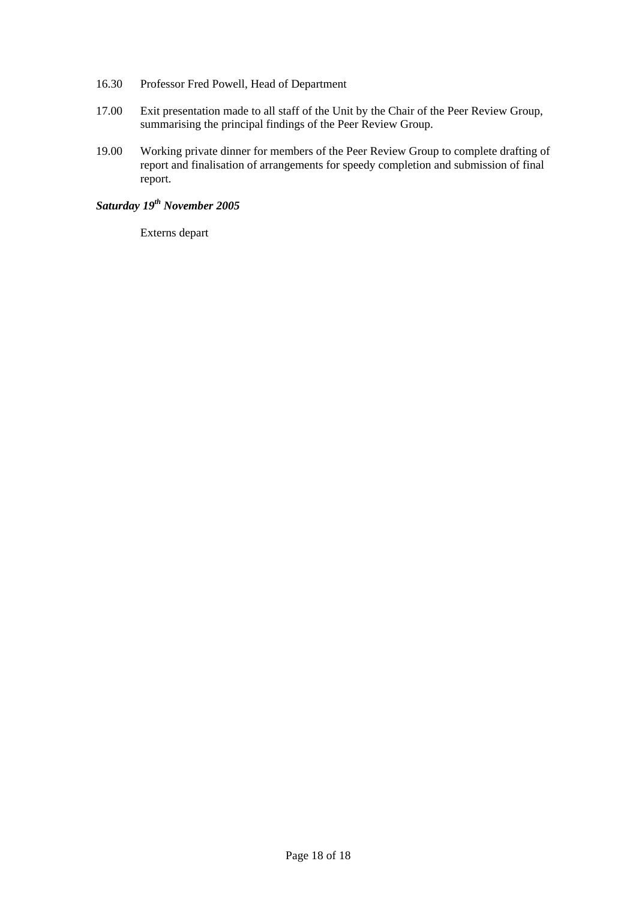16.30 Professor Fred Powell, Head of Department

17.00 Exit presentation made to all staff of the Unit by the Chair of the Peer Review Group, summarising the principal findings of the Peer Review Group.

19.00 Working private dinner for members of the Peer Review Group to complete drafting of report and finalisation of arrangements for speedy completion and submission of final report.

***Saturday 19th November 2005***

Externs depart